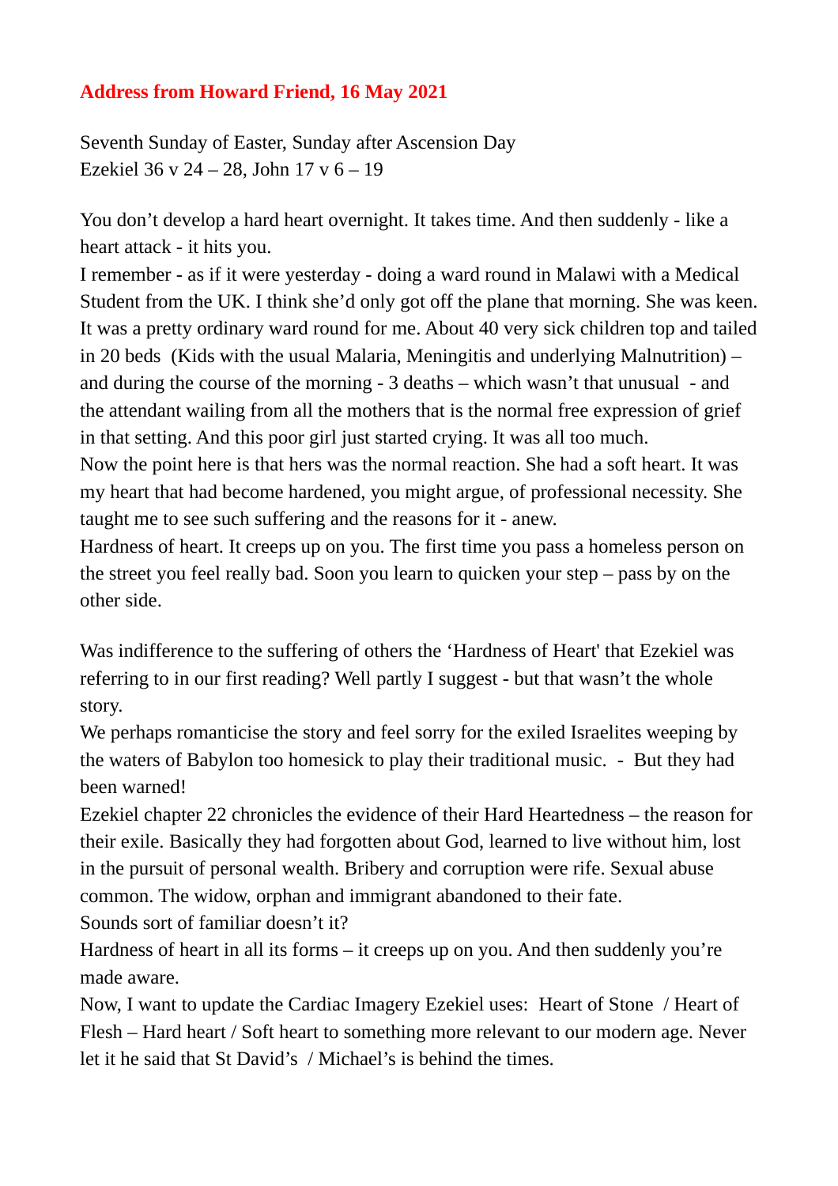**Address from Howard Friend, 16 May 2021**

Seventh Sunday of Easter, Sunday after Ascension Day
Ezekiel 36 v 24 – 28, John 17 v 6 – 19

You don't develop a hard heart overnight. It takes time. And then suddenly - like a heart attack - it hits you.
I remember - as if it were yesterday - doing a ward round in Malawi with a Medical Student from the UK. I think she'd only got off the plane that morning. She was keen. It was a pretty ordinary ward round for me. About 40 very sick children top and tailed in 20 beds (Kids with the usual Malaria, Meningitis and underlying Malnutrition) – and during the course of the morning - 3 deaths – which wasn't that unusual - and the attendant wailing from all the mothers that is the normal free expression of grief in that setting. And this poor girl just started crying. It was all too much.
Now the point here is that hers was the normal reaction. She had a soft heart. It was my heart that had become hardened, you might argue, of professional necessity. She taught me to see such suffering and the reasons for it - anew.
Hardness of heart. It creeps up on you. The first time you pass a homeless person on the street you feel really bad. Soon you learn to quicken your step – pass by on the other side.

Was indifference to the suffering of others the 'Hardness of Heart' that Ezekiel was referring to in our first reading? Well partly I suggest - but that wasn't the whole story.
We perhaps romanticise the story and feel sorry for the exiled Israelites weeping by the waters of Babylon too homesick to play their traditional music. - But they had been warned!
Ezekiel chapter 22 chronicles the evidence of their Hard Heartedness – the reason for their exile. Basically they had forgotten about God, learned to live without him, lost in the pursuit of personal wealth. Bribery and corruption were rife. Sexual abuse common. The widow, orphan and immigrant abandoned to their fate.
Sounds sort of familiar doesn't it?
Hardness of heart in all its forms – it creeps up on you. And then suddenly you're made aware.
Now, I want to update the Cardiac Imagery Ezekiel uses: Heart of Stone / Heart of Flesh – Hard heart / Soft heart to something more relevant to our modern age. Never let it he said that St David's / Michael's is behind the times.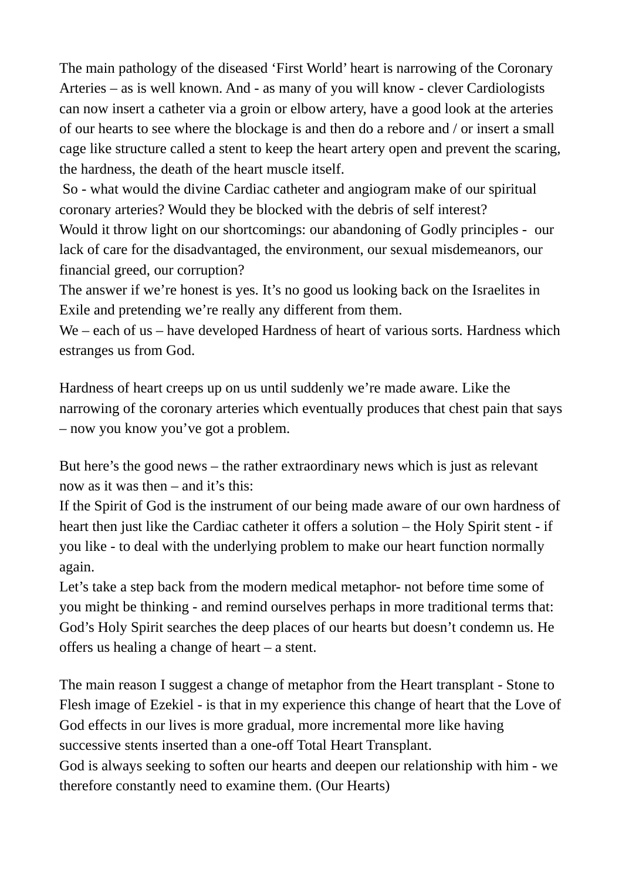The main pathology of the diseased 'First World' heart is narrowing of the Coronary Arteries – as is well known. And - as many of you will know - clever Cardiologists can now insert a catheter via a groin or elbow artery, have a good look at the arteries of our hearts to see where the blockage is and then do a rebore and / or insert a small cage like structure called a stent to keep the heart artery open and prevent the scaring, the hardness, the death of the heart muscle itself.

So - what would the divine Cardiac catheter and angiogram make of our spiritual coronary arteries? Would they be blocked with the debris of self interest?

Would it throw light on our shortcomings: our abandoning of Godly principles - our lack of care for the disadvantaged, the environment, our sexual misdemeanors, our financial greed, our corruption?

The answer if we're honest is yes. It's no good us looking back on the Israelites in Exile and pretending we're really any different from them.

We – each of us – have developed Hardness of heart of various sorts. Hardness which estranges us from God.

Hardness of heart creeps up on us until suddenly we're made aware. Like the narrowing of the coronary arteries which eventually produces that chest pain that says – now you know you've got a problem.

But here's the good news – the rather extraordinary news which is just as relevant now as it was then – and it's this:

If the Spirit of God is the instrument of our being made aware of our own hardness of heart then just like the Cardiac catheter it offers a solution – the Holy Spirit stent - if you like - to deal with the underlying problem to make our heart function normally again.

Let's take a step back from the modern medical metaphor- not before time some of you might be thinking - and remind ourselves perhaps in more traditional terms that: God's Holy Spirit searches the deep places of our hearts but doesn't condemn us. He offers us healing a change of heart – a stent.

The main reason I suggest a change of metaphor from the Heart transplant - Stone to Flesh image of Ezekiel - is that in my experience this change of heart that the Love of God effects in our lives is more gradual, more incremental more like having successive stents inserted than a one-off Total Heart Transplant.

God is always seeking to soften our hearts and deepen our relationship with him - we therefore constantly need to examine them. (Our Hearts)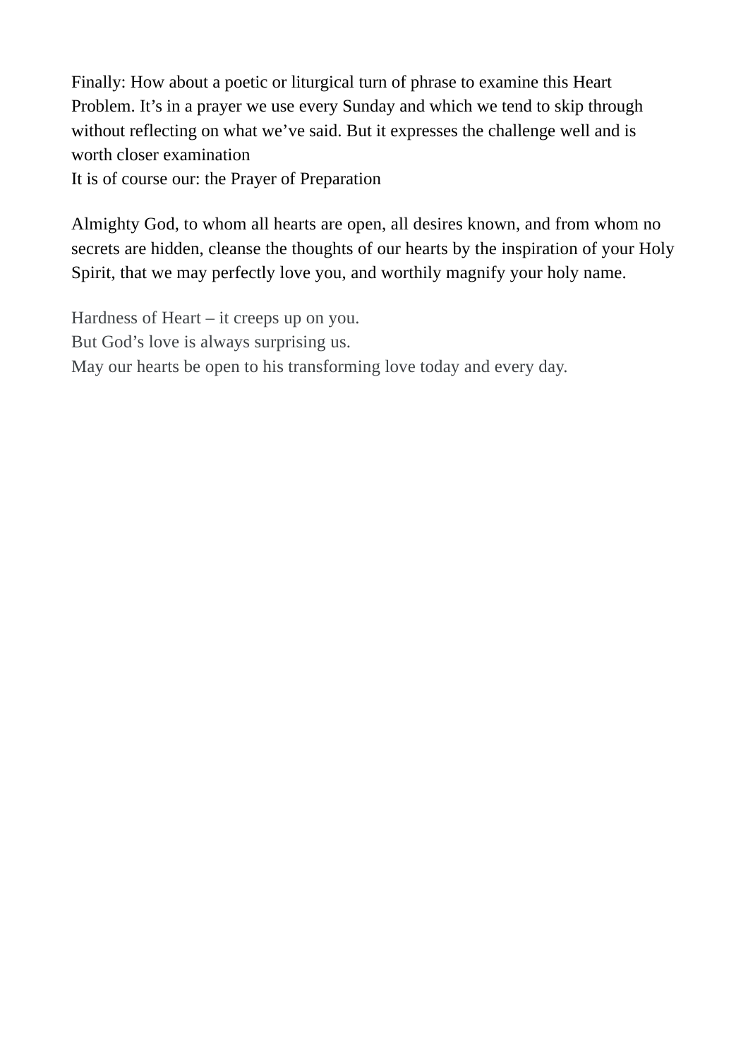Finally: How about a poetic or liturgical turn of phrase to examine this Heart Problem. It's in a prayer we use every Sunday and which we tend to skip through without reflecting on what we've said. But it expresses the challenge well and is worth closer examination
It is of course our: the Prayer of Preparation

Almighty God, to whom all hearts are open, all desires known, and from whom no secrets are hidden, cleanse the thoughts of our hearts by the inspiration of your Holy Spirit, that we may perfectly love you, and worthily magnify your holy name.

Hardness of Heart – it creeps up on you.
But God's love is always surprising us.
May our hearts be open to his transforming love today and every day.